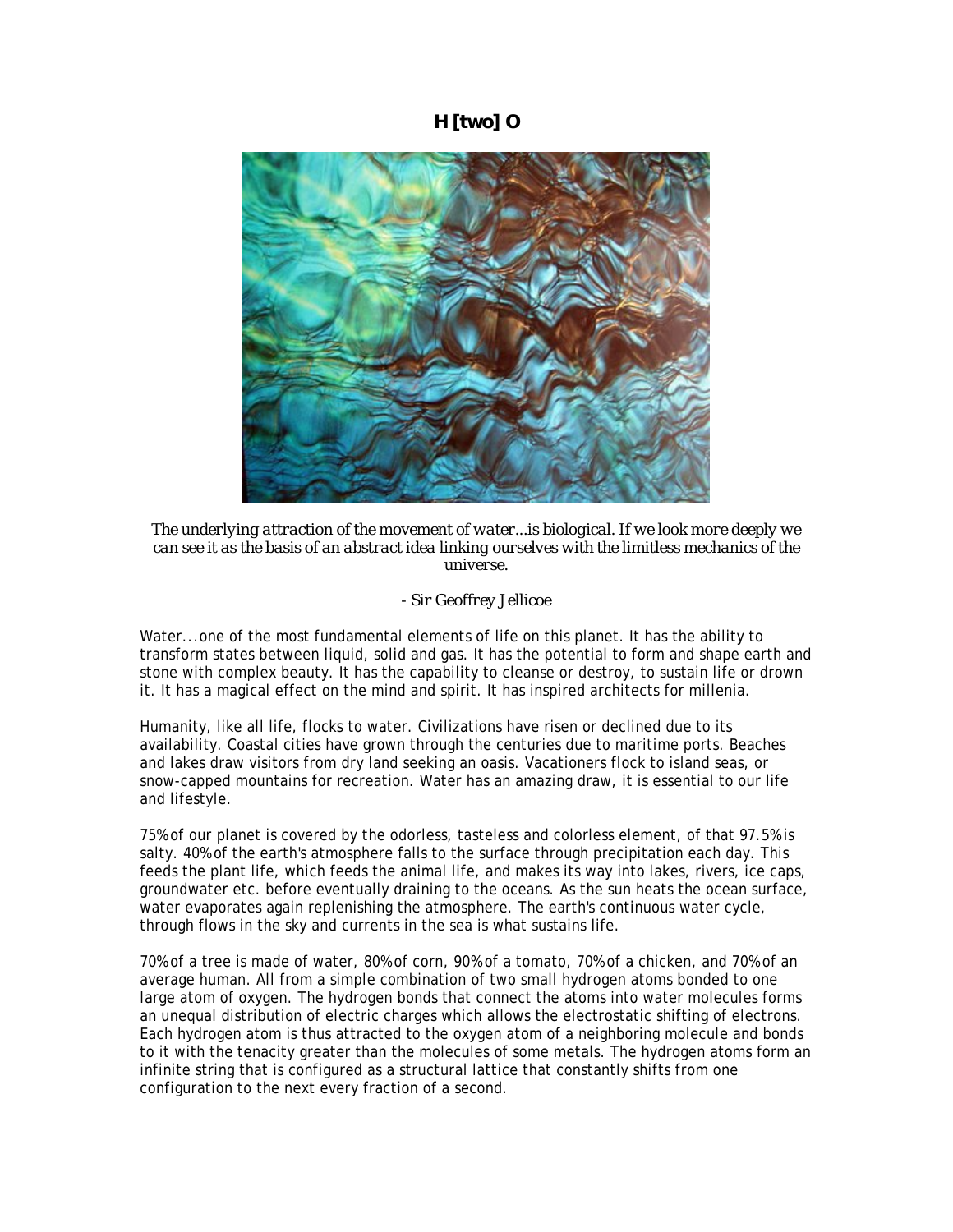# H [two] O

*The underlying attraction of the movement of water...is biological. If we look more deeply we can see it as the basis of an abstract idea linking ourselves with the limitless mechanics of the universe.*

*- Sir Geoffrey Jellicoe*

Water...one of the most fundamental elements of life on this planet. It has the ability to transform states between liquid, solid and gas. It has the potential to form and shape earth and stone with complex beauty. It has the capability to cleanse or destroy, to sustain life or drown it. It has a magical effect on the mind and spirit. It has inspired architects for millenia.

Humanity, like all life, flocks to water. Civilizations have risen or declined due to its availability. Coastal cities have grown through the centuries due to maritime ports. Beaches and lakes draw visitors from dry land seeking an oasis. Vacationers flock to island seas, or snow-capped mountains for recreation. Water has an amazing draw, it is essential to our life and lifestyle.

75% of our planet is covered by the odorless, tasteless and colorless element, of that 97.5% is salty. 40% of the earth's atmosphere falls to the surface through precipitation each day. This feeds the plant life, which feeds the animal life, and makes its way into lakes, rivers, ice caps, groundwater etc. before eventually draining to the oceans. As the sun heats the ocean surface, water evaporates again replenishing the atmosphere. The earth's continuous water cycle, through flows in the sky and currents in the sea is what sustains life.

70% of a tree is made of water, 80% of corn, 90% of a tomato, 70% of a chicken, and 70% of an average human. All from a simple combination of two small hydrogen atoms bonded to one large atom of oxygen. The hydrogen bonds that connect the atoms into water molecules forms an unequal distribution of electric charges which allows the electrostatic shifting of electrons. Each hydrogen atom is thus attracted to the oxygen atom of a neighboring molecule and bonds to it with the tenacity greater than the molecules of some metals. The hydrogen atoms form an infinite string that is configured as a structural lattice that constantly shifts from one configuration to the next every fraction of a second.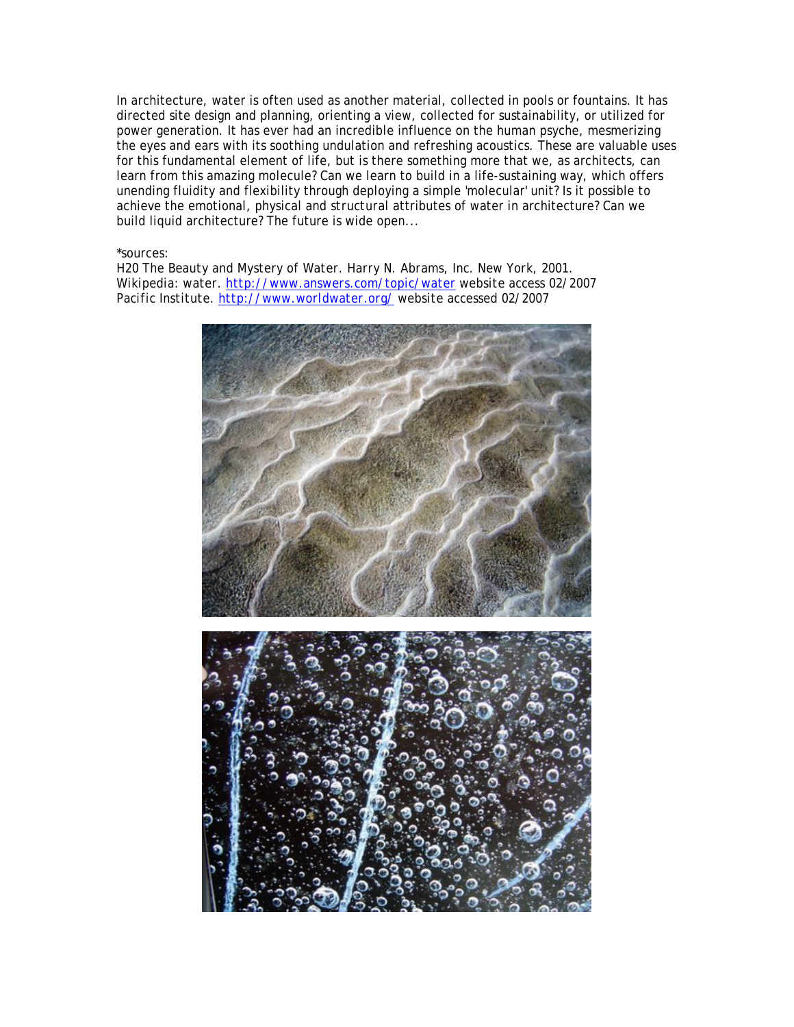In architecture, water is often used as another material, collected in pools or fountains. It has directed site design and planning, orienting a view, collected for sustainability, or utilized for power generation. It has ever had an incredible influence on the human psyche, mesmerizing the eyes and ears with its soothing undulation and refreshing acoustics. These are valuable uses for this fundamental element of life, but is there something more that we, as architects, can learn from this amazing molecule? Can we learn to build in a life-sustaining way, which offers unending fluidity and flexibility through deploying a simple 'molecular' unit? Is it possible to achieve the emotional, physical and structural attributes of water in architecture? Can we build liquid architecture? The future is wide open...

*sources:
H20 The Beauty and Mystery of Water. Harry N. Abrams, Inc. New York, 2001.
Wikipedia: water. http://www.answers.com/topic/water website access 02/2007
Pacific Institute. http://www.worldwater.org/ website accessed 02/2007